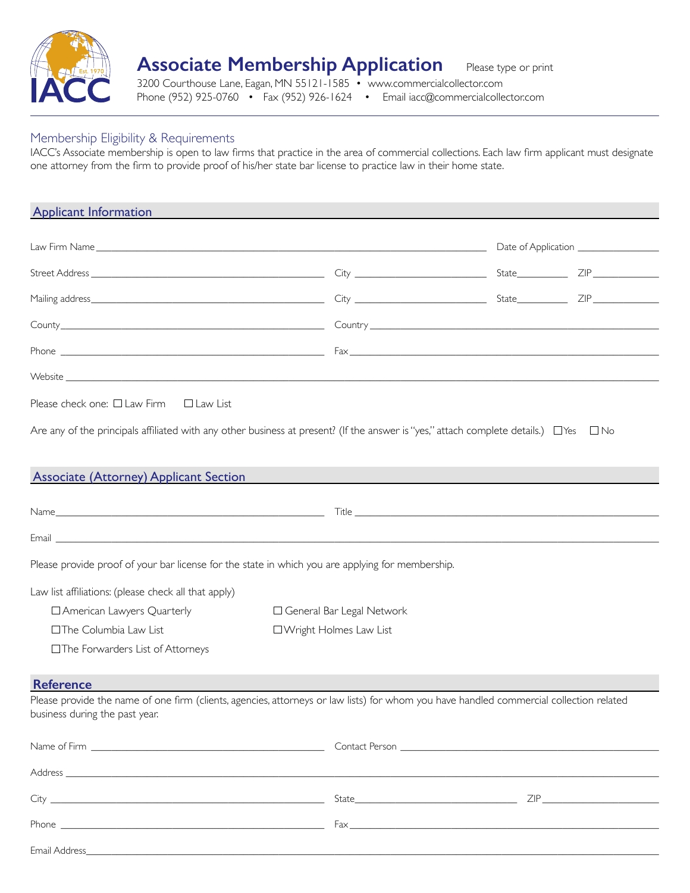# Associate Membership Application

Please type or print

3200 Courthouse Lane, Eagan, MN 55121-1585 • www.commercialcollector.com
Phone (952) 925-0760 • Fax (952) 926-1624 • Email iacc@commercialcollector.com

## Membership Eligibility & Requirements

IACC's Associate membership is open to law firms that practice in the area of commercial collections. Each law firm applicant must designate one attorney from the firm to provide proof of his/her state bar license to practice law in their home state.

## Applicant Information

Law Firm Name ________________________________ Date of Application ____________

Street Address ________________________ City ____________ State ______ ZIP ______

Mailing address ________________________ City ____________ State ______ ZIP ______

County ________________________ Country ________________________

Phone ________________________ Fax ________________________

Website ________________________________________________

Please check one: ☐ Law Firm ☐ Law List

Are any of the principals affiliated with any other business at present? (If the answer is "yes," attach complete details.) ☐ Yes ☐ No

## Associate (Attorney) Applicant Section

Name ________________________ Title ________________________

Email ________________________________________________

Please provide proof of your bar license for the state in which you are applying for membership.

Law list affiliations: (please check all that apply)

- ☐ American Lawyers Quarterly
- ☐ The Columbia Law List
- ☐ The Forwarders List of Attorneys
- ☐ General Bar Legal Network
- ☐ Wright Holmes Law List

## Reference

Please provide the name of one firm (clients, agencies, attorneys or law lists) for whom you have handled commercial collection related business during the past year.

Name of Firm ________________________ Contact Person ________________________

Address ________________________________________________

City ________________________ State ____________ ZIP ____________

Phone ________________________ Fax ________________________

Email Address ________________________________________________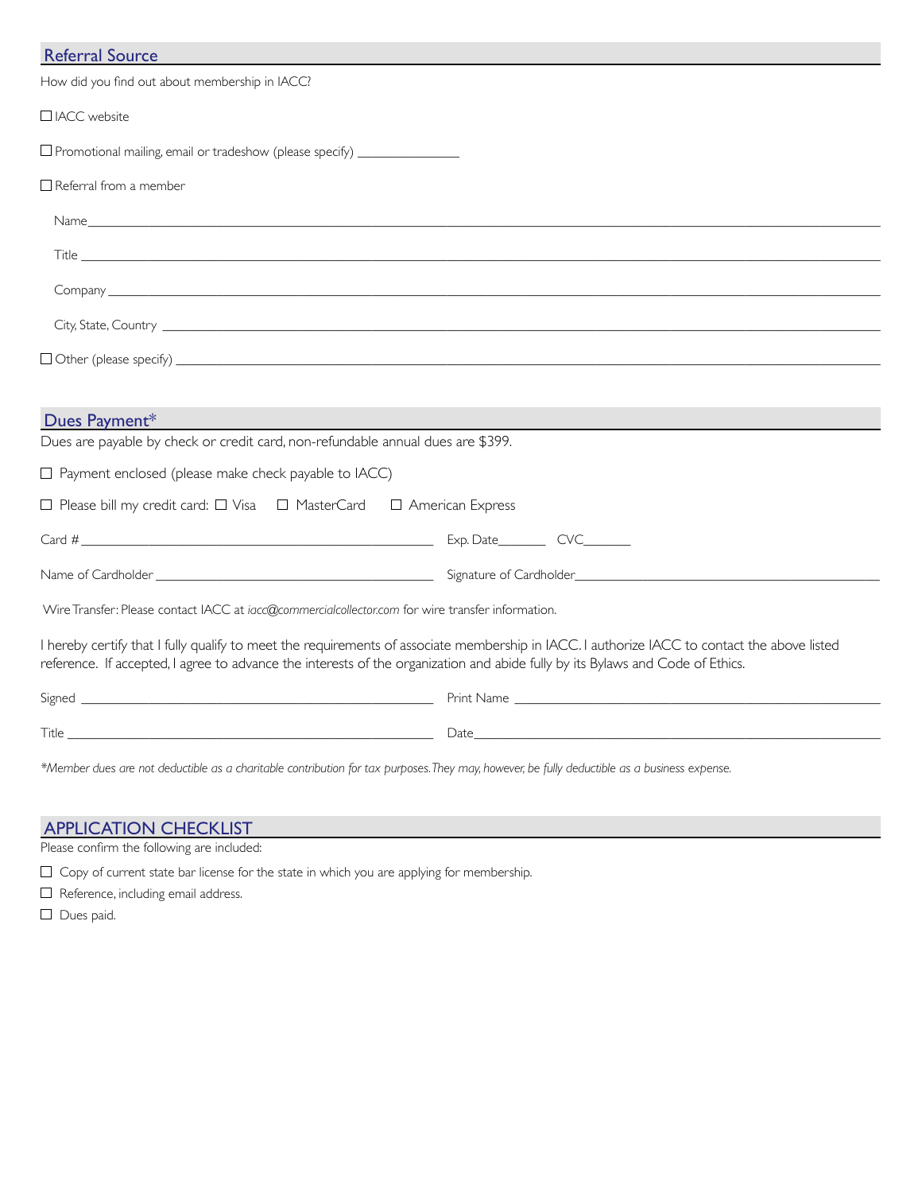## Referral Source

How did you find out about membership in IACC?

☐ IACC website

☐ Promotional mailing, email or tradeshow (please specify) _______________

☐ Referral from a member

Name_______________________________________________

Title _______________________________________________

Company _______________________________________________

City, State, Country _______________________________________________

☐ Other (please specify) _______________________________________________

## Dues Payment*

Dues are payable by check or credit card, non-refundable annual dues are $399.

☐ Payment enclosed (please make check payable to IACC)

☐ Please bill my credit card: ☐ Visa ☐ MasterCard ☐ American Express

Card # _______________________________ Exp. Date_______ CVC_______

Name of Cardholder _______________________________ Signature of Cardholder_______________________________

Wire Transfer: Please contact IACC at *iacc@commercialcollector.com* for wire transfer information.

I hereby certify that I fully qualify to meet the requirements of associate membership in IACC. I authorize IACC to contact the above listed reference. If accepted, I agree to advance the interests of the organization and abide fully by its Bylaws and Code of Ethics.

Signed _______________________________ Print Name _______________________________

Title _______________________________ Date_______________________________

*\*Member dues are not deductible as a charitable contribution for tax purposes. They may, however, be fully deductible as a business expense.*

## APPLICATION CHECKLIST

Please confirm the following are included:

☐ Copy of current state bar license for the state in which you are applying for membership.

☐ Reference, including email address.

☐ Dues paid.